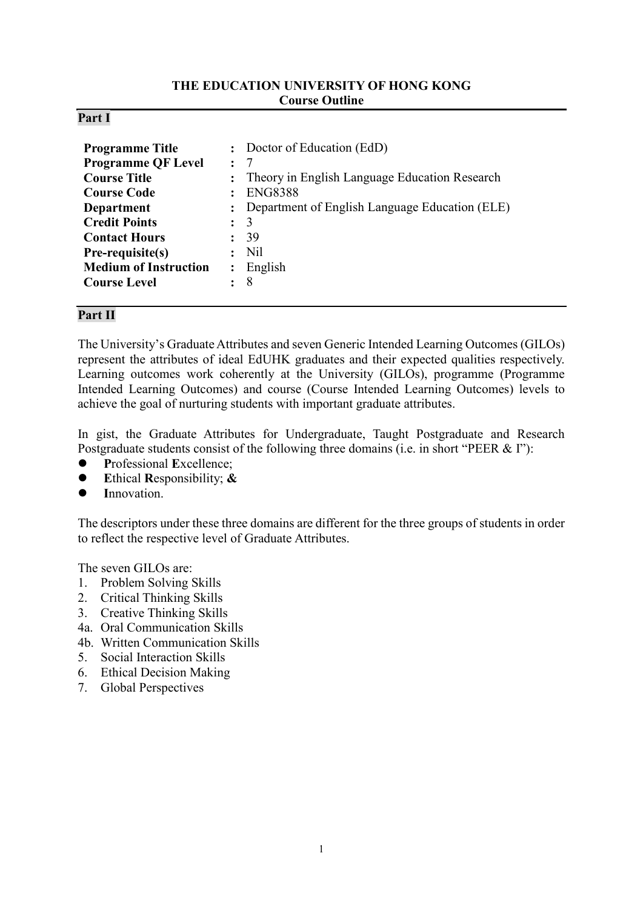**THE EDUCATION UNIVERSITY OF HONG KONG**
**Course Outline**

## Part I

| | | |
|---|---|---|
| **Programme Title** | : | Doctor of Education (EdD) |
| **Programme QF Level** | : | 7 |
| **Course Title** | : | Theory in English Language Education Research |
| **Course Code** | : | ENG8388 |
| **Department** | : | Department of English Language Education (ELE) |
| **Credit Points** | : | 3 |
| **Contact Hours** | : | 39 |
| **Pre-requisite(s)** | : | Nil |
| **Medium of Instruction** | : | English |
| **Course Level** | : | 8 |

## Part II

The University's Graduate Attributes and seven Generic Intended Learning Outcomes (GILOs) represent the attributes of ideal EdUHK graduates and their expected qualities respectively. Learning outcomes work coherently at the University (GILOs), programme (Programme Intended Learning Outcomes) and course (Course Intended Learning Outcomes) levels to achieve the goal of nurturing students with important graduate attributes.

In gist, the Graduate Attributes for Undergraduate, Taught Postgraduate and Research Postgraduate students consist of the following three domains (i.e. in short "PEER & I"):

- **P**rofessional **E**xcellence;
- **E**thical **R**esponsibility; **&**
- **I**nnovation.

The descriptors under these three domains are different for the three groups of students in order to reflect the respective level of Graduate Attributes.

The seven GILOs are:

1. Problem Solving Skills
2. Critical Thinking Skills
3. Creative Thinking Skills

4a. Oral Communication Skills
4b. Written Communication Skills

5. Social Interaction Skills
6. Ethical Decision Making
7. Global Perspectives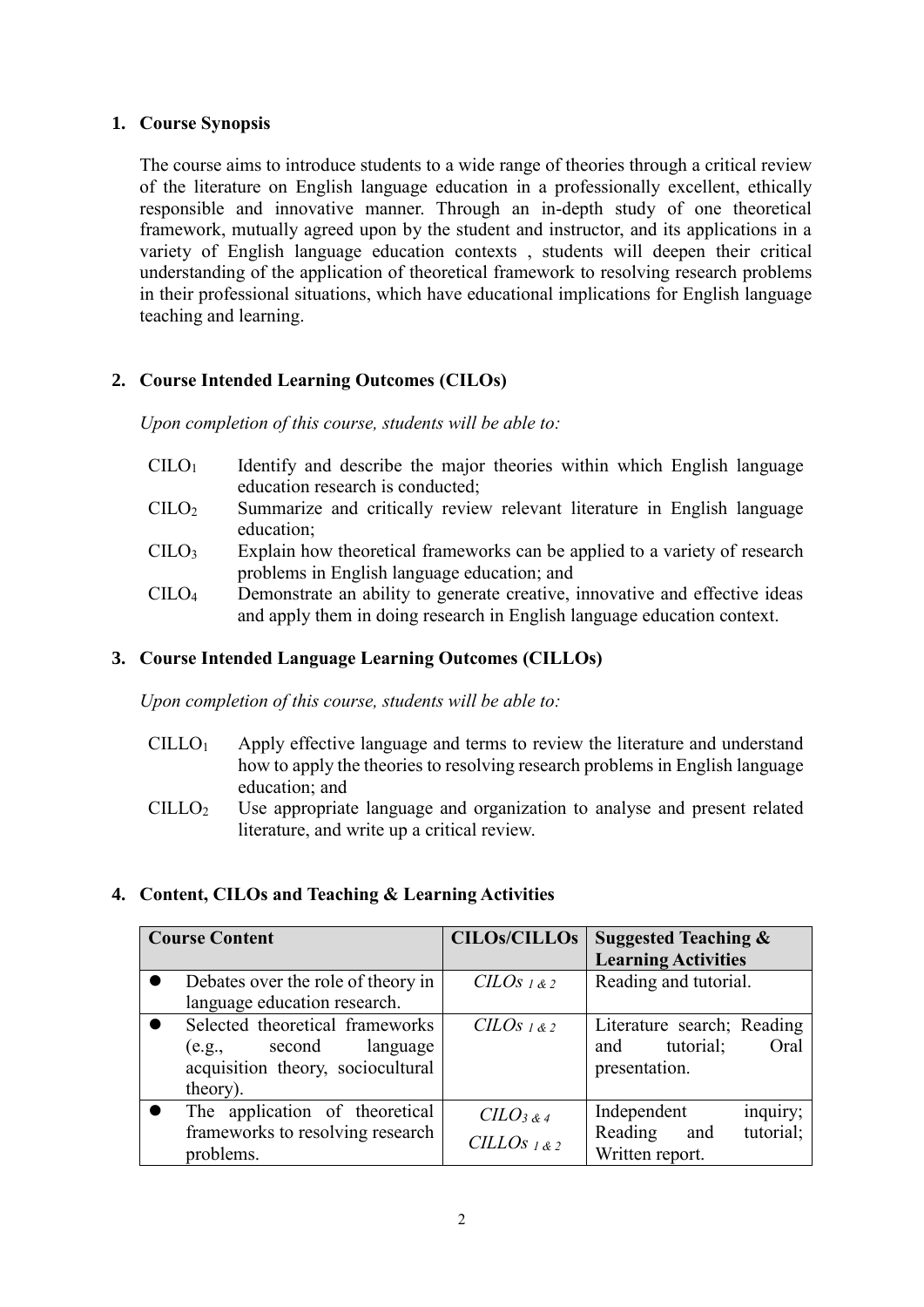## 1. Course Synopsis

The course aims to introduce students to a wide range of theories through a critical review of the literature on English language education in a professionally excellent, ethically responsible and innovative manner. Through an in-depth study of one theoretical framework, mutually agreed upon by the student and instructor, and its applications in a variety of English language education contexts , students will deepen their critical understanding of the application of theoretical framework to resolving research problems in their professional situations, which have educational implications for English language teaching and learning.

## 2. Course Intended Learning Outcomes (CILOs)

*Upon completion of this course, students will be able to:*

- $CILO_1$ Identify and describe the major theories within which English language education research is conducted;
- $CILO_2$ Summarize and critically review relevant literature in English language education;
- $CILO_3$ Explain how theoretical frameworks can be applied to a variety of research problems in English language education; and
- $CILO_4$ Demonstrate an ability to generate creative, innovative and effective ideas and apply them in doing research in English language education context.

## 3. Course Intended Language Learning Outcomes (CILLOs)

*Upon completion of this course, students will be able to:*

- $CILLO_1$ Apply effective language and terms to review the literature and understand how to apply the theories to resolving research problems in English language education; and
- $CILLO_2$ Use appropriate language and organization to analyse and present related literature, and write up a critical review.

## 4. Content, CILOs and Teaching & Learning Activities

| Course Content | CILOs/CILLOs | Suggested Teaching & Learning Activities |
|---|---|---|
| • Debates over the role of theory in language education research. | *CILOs $_{1\ \&\ 2}$* | Reading and tutorial. |
| • Selected theoretical frameworks (e.g., second language acquisition theory, sociocultural theory). | *CILOs $_{1\ \&\ 2}$* | Literature search; Reading and tutorial; Oral presentation. |
| • The application of theoretical frameworks to resolving research problems. | *CILO $_{3\ \&\ 4}$* <br> *CILLOs $_{1\ \&\ 2}$* | Independent inquiry; Reading and tutorial; Written report. |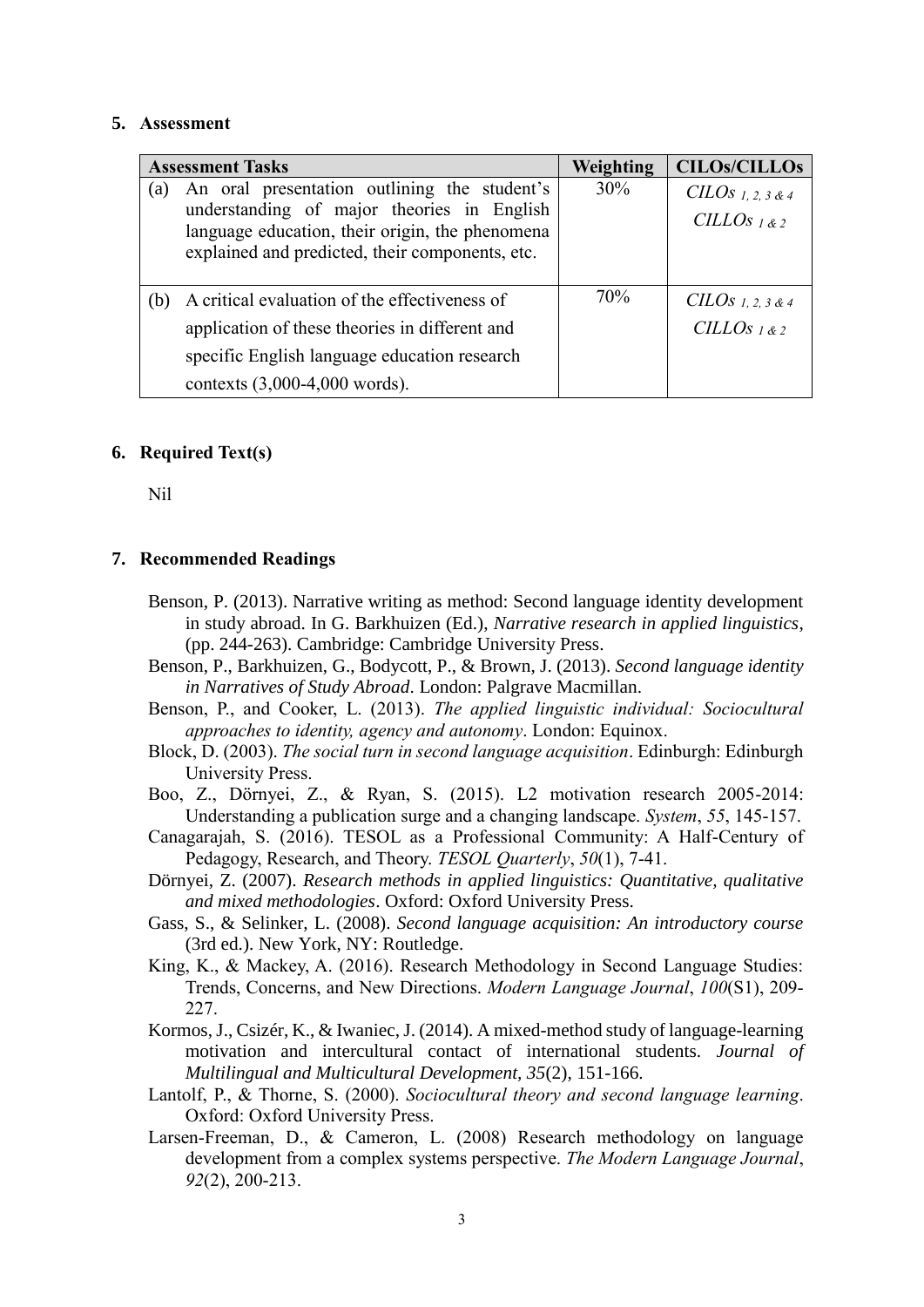## 5. Assessment

| Assessment Tasks | Weighting | CILOs/CILLOs |
|---|---|---|
| (a) An oral presentation outlining the student's understanding of major theories in English language education, their origin, the phenomena explained and predicted, their components, etc. | 30% | *CILOs* *1, 2, 3 & 4*<br>*CILLOs* *1 & 2* |
| (b) A critical evaluation of the effectiveness of application of these theories in different and specific English language education research contexts (3,000-4,000 words). | 70% | *CILOs* *1, 2, 3 & 4*<br>*CILLOs* *1 & 2* |

## 6. Required Text(s)

Nil

## 7. Recommended Readings

Benson, P. (2013). Narrative writing as method: Second language identity development in study abroad. In G. Barkhuizen (Ed.), *Narrative research in applied linguistics*, (pp. 244-263). Cambridge: Cambridge University Press.

Benson, P., Barkhuizen, G., Bodycott, P., & Brown, J. (2013). *Second language identity in Narratives of Study Abroad*. London: Palgrave Macmillan.

Benson, P., and Cooker, L. (2013). *The applied linguistic individual: Sociocultural approaches to identity, agency and autonomy*. London: Equinox.

Block, D. (2003). *The social turn in second language acquisition*. Edinburgh: Edinburgh University Press.

Boo, Z., Dörnyei, Z., & Ryan, S. (2015). L2 motivation research 2005-2014: Understanding a publication surge and a changing landscape. *System*, *55*, 145-157.

Canagarajah, S. (2016). TESOL as a Professional Community: A Half-Century of Pedagogy, Research, and Theory. *TESOL Quarterly*, *50*(1), 7-41.

Dörnyei, Z. (2007). *Research methods in applied linguistics: Quantitative, qualitative and mixed methodologies*. Oxford: Oxford University Press.

Gass, S., & Selinker, L. (2008). *Second language acquisition: An introductory course* (3rd ed.). New York, NY: Routledge.

King, K., & Mackey, A. (2016). Research Methodology in Second Language Studies: Trends, Concerns, and New Directions. *Modern Language Journal*, *100*(S1), 209-227.

Kormos, J., Csizér, K., & Iwaniec, J. (2014). A mixed-method study of language-learning motivation and intercultural contact of international students. *Journal of Multilingual and Multicultural Development, 35*(2), 151-166.

Lantolf, P., & Thorne, S. (2000). *Sociocultural theory and second language learning*. Oxford: Oxford University Press.

Larsen-Freeman, D., & Cameron, L. (2008) Research methodology on language development from a complex systems perspective. *The Modern Language Journal*, *92*(2), 200-213.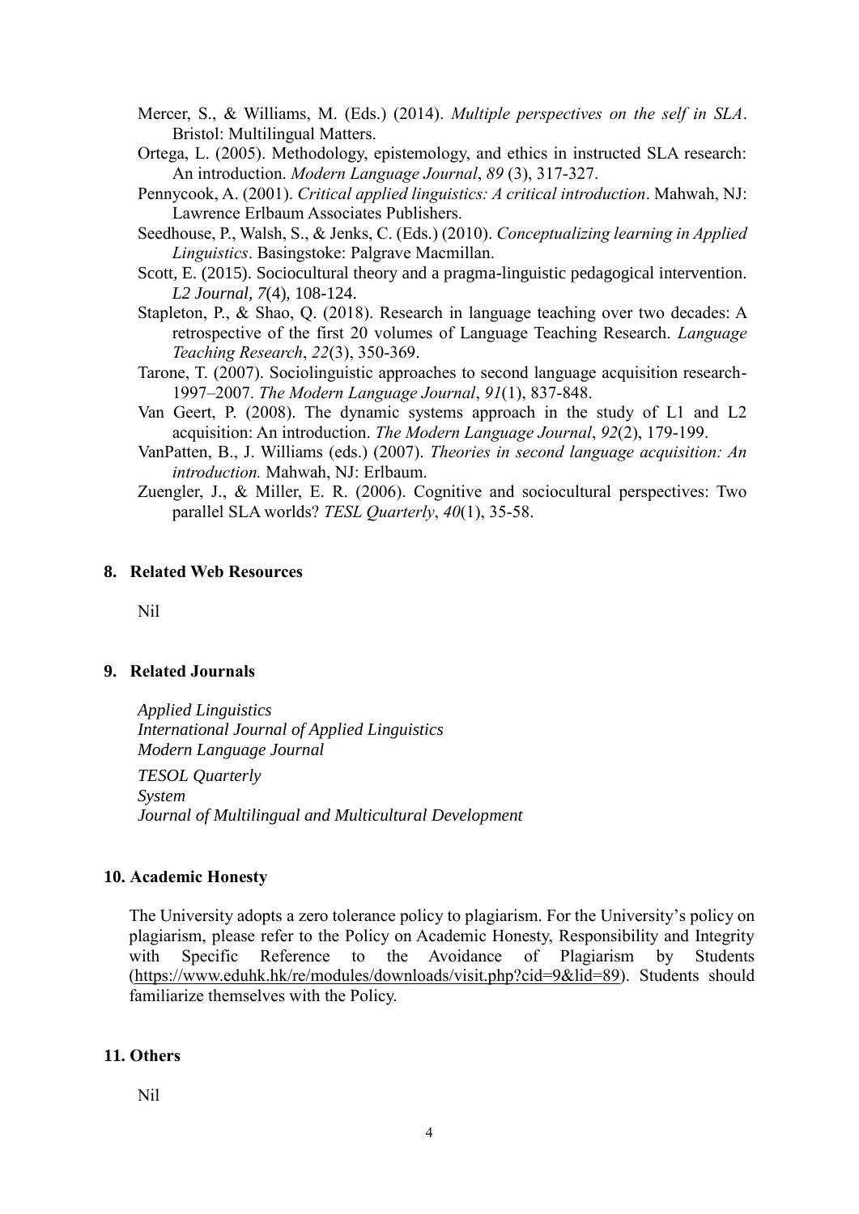Mercer, S., & Williams, M. (Eds.) (2014). *Multiple perspectives on the self in SLA*. Bristol: Multilingual Matters.

Ortega, L. (2005). Methodology, epistemology, and ethics in instructed SLA research: An introduction. *Modern Language Journal*, *89* (3), 317-327.

Pennycook, A. (2001). *Critical applied linguistics: A critical introduction*. Mahwah, NJ: Lawrence Erlbaum Associates Publishers.

Seedhouse, P., Walsh, S., & Jenks, C. (Eds.) (2010). *Conceptualizing learning in Applied Linguistics*. Basingstoke: Palgrave Macmillan.

Scott, E. (2015). Sociocultural theory and a pragma-linguistic pedagogical intervention. *L2 Journal, 7*(4), 108-124.

Stapleton, P., & Shao, Q. (2018). Research in language teaching over two decades: A retrospective of the first 20 volumes of Language Teaching Research. *Language Teaching Research*, *22*(3), 350-369.

Tarone, T. (2007). Sociolinguistic approaches to second language acquisition research-1997–2007. *The Modern Language Journal*, *91*(1), 837-848.

Van Geert, P. (2008). The dynamic systems approach in the study of L1 and L2 acquisition: An introduction. *The Modern Language Journal*, *92*(2), 179-199.

VanPatten, B., J. Williams (eds.) (2007). *Theories in second language acquisition: An introduction.* Mahwah, NJ: Erlbaum.

Zuengler, J., & Miller, E. R. (2006). Cognitive and sociocultural perspectives: Two parallel SLA worlds? *TESL Quarterly*, *40*(1), 35-58.

## 8. Related Web Resources

Nil

## 9. Related Journals

*Applied Linguistics*
*International Journal of Applied Linguistics*
*Modern Language Journal*

*TESOL Quarterly*
*System*
*Journal of Multilingual and Multicultural Development*

## 10. Academic Honesty

The University adopts a zero tolerance policy to plagiarism. For the University's policy on plagiarism, please refer to the Policy on Academic Honesty, Responsibility and Integrity with Specific Reference to the Avoidance of Plagiarism by Students (https://www.eduhk.hk/re/modules/downloads/visit.php?cid=9&lid=89). Students should familiarize themselves with the Policy.

## 11. Others

Nil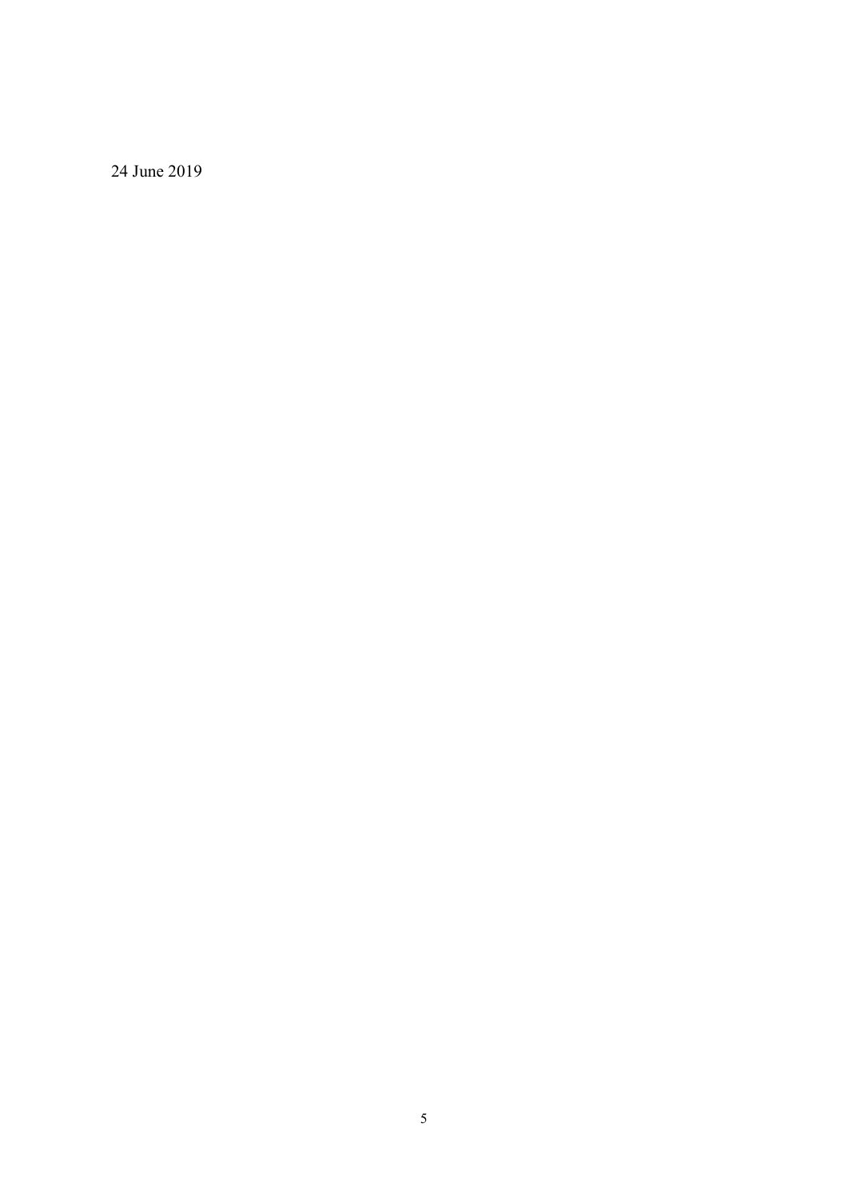24 June 2019